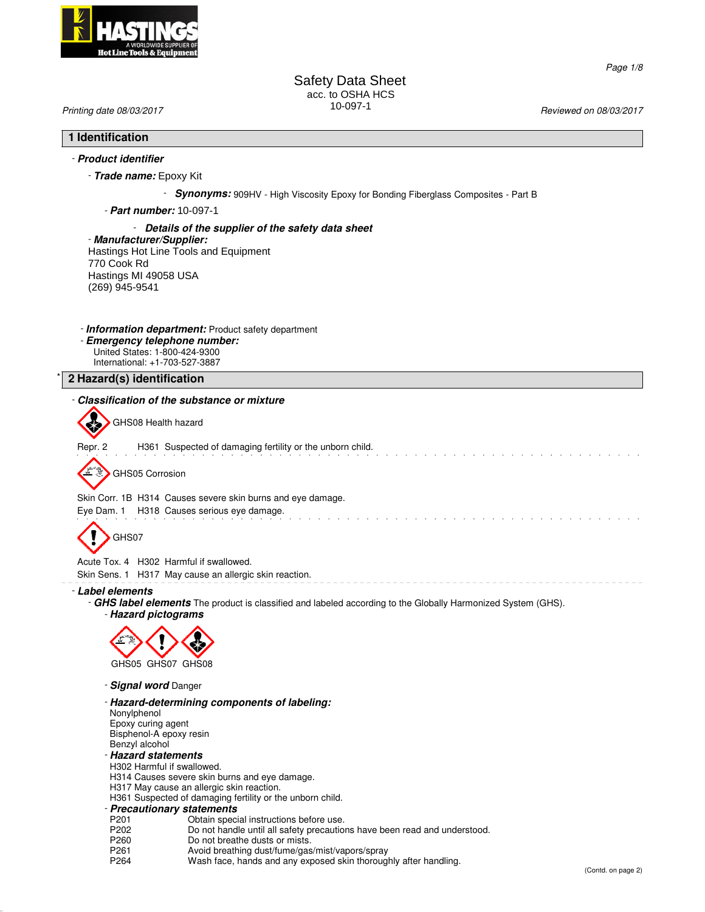# Safety Data Sheet

acc. to OSHA HCS

10-097-1

Printing date 08/03/2017 Reviewed on 08/03/2017

## 1 Identification

- ***Product identifier***
  - ***Trade name:*** Epoxy Kit
  - ***Synonyms:*** 909HV - High Viscosity Epoxy for Bonding Fiberglass Composites - Part B
  - ***Part number:*** 10-097-1
- ***Details of the supplier of the safety data sheet***
- ***Manufacturer/Supplier:***

Hastings Hot Line Tools and Equipment
770 Cook Rd
Hastings MI 49058 USA
(269) 945-9541

- ***Information department:*** Product safety department
- ***Emergency telephone number:***

United States: 1-800-424-9300
International: +1-703-527-3887

## 2 Hazard(s) identification

- ***Classification of the substance or mixture***

GHS08 Health hazard

Repr. 2 H361 Suspected of damaging fertility or the unborn child.

GHS05 Corrosion

Skin Corr. 1B H314 Causes severe skin burns and eye damage.
Eye Dam. 1 H318 Causes serious eye damage.

GHS07

Acute Tox. 4 H302 Harmful if swallowed.
Skin Sens. 1 H317 May cause an allergic skin reaction.

- ***Label elements***
  - ***GHS label elements*** The product is classified and labeled according to the Globally Harmonized System (GHS).
  - ***Hazard pictograms***

GHS05 GHS07 GHS08

- ***Signal word*** Danger
- ***Hazard-determining components of labeling:***

Nonylphenol
Epoxy curing agent
Bisphenol-A epoxy resin
Benzyl alcohol

- ***Hazard statements***

H302 Harmful if swallowed.
H314 Causes severe skin burns and eye damage.
H317 May cause an allergic skin reaction.
H361 Suspected of damaging fertility or the unborn child.

- ***Precautionary statements***

| | |
|---|---|
| P201 | Obtain special instructions before use. |
| P202 | Do not handle until all safety precautions have been read and understood. |
| P260 | Do not breathe dusts or mists. |
| P261 | Avoid breathing dust/fume/gas/mist/vapors/spray |
| P264 | Wash face, hands and any exposed skin thoroughly after handling. |

(Contd. on page 2)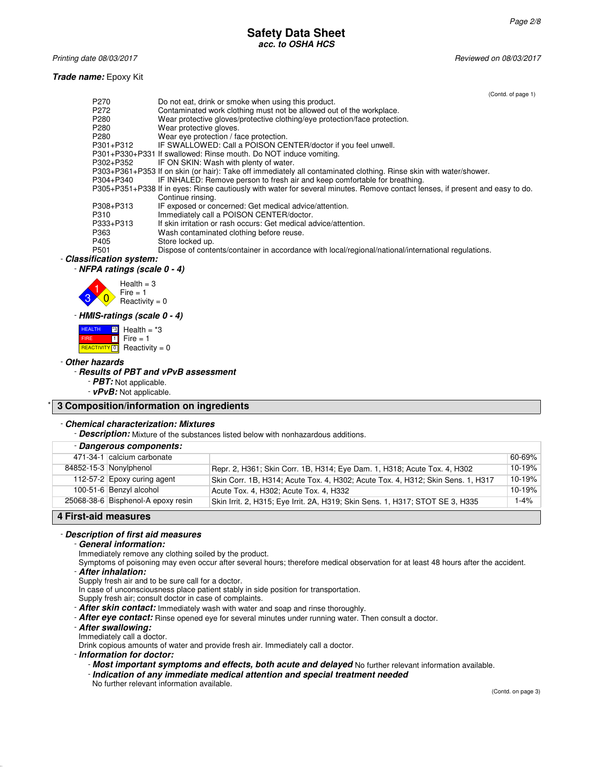Safety Data Sheet
acc. to OSHA HCS

Printing date 08/03/2017 Reviewed on 08/03/2017

**Trade name:** Epoxy Kit

(Contd. of page 1)

| | |
|---|---|
| P270 | Do not eat, drink or smoke when using this product. |
| P272 | Contaminated work clothing must not be allowed out of the workplace. |
| P280 | Wear protective gloves/protective clothing/eye protection/face protection. |
| P280 | Wear protective gloves. |
| P280 | Wear eye protection / face protection. |
| P301+P312 | IF SWALLOWED: Call a POISON CENTER/doctor if you feel unwell. |
| P301+P330+P331 | If swallowed: Rinse mouth. Do NOT induce vomiting. |
| P302+P352 | IF ON SKIN: Wash with plenty of water. |
| P303+P361+P353 | If on skin (or hair): Take off immediately all contaminated clothing. Rinse skin with water/shower. |
| P304+P340 | IF INHALED: Remove person to fresh air and keep comfortable for breathing. |
| P305+P351+P338 | If in eyes: Rinse cautiously with water for several minutes. Remove contact lenses, if present and easy to do. Continue rinsing. |
| P308+P313 | IF exposed or concerned: Get medical advice/attention. |
| P310 | Immediately call a POISON CENTER/doctor. |
| P333+P313 | If skin irritation or rash occurs: Get medical advice/attention. |
| P363 | Wash contaminated clothing before reuse. |
| P405 | Store locked up. |
| P501 | Dispose of contents/container in accordance with local/regional/national/international regulations. |

- ***Classification system:***
  - ***NFPA ratings (scale 0 - 4)***

    Health = 3
    Fire = 1
    Reactivity = 0

  - ***HMIS-ratings (scale 0 - 4)***

    HEALTH *3 Health = *3
    FIRE 1 Fire = 1
    REACTIVITY 0 Reactivity = 0

- ***Other hazards***
  - ***Results of PBT and vPvB assessment***
    - ***PBT:*** Not applicable.
    - ***vPvB:*** Not applicable.

## * 3 Composition/information on ingredients

- ***Chemical characterization: Mixtures***
  - ***Description:*** Mixture of the substances listed below with nonhazardous additions.

  - ***Dangerous components:***

| CAS | Name | Classification | % |
|---|---|---|---|
| 471-34-1 | calcium carbonate | | 60-69% |
| 84852-15-3 | Nonylphenol | Repr. 2, H361; Skin Corr. 1B, H314; Eye Dam. 1, H318; Acute Tox. 4, H302 | 10-19% |
| 112-57-2 | Epoxy curing agent | Skin Corr. 1B, H314; Acute Tox. 4, H302; Acute Tox. 4, H312; Skin Sens. 1, H317 | 10-19% |
| 100-51-6 | Benzyl alcohol | Acute Tox. 4, H302; Acute Tox. 4, H332 | 10-19% |
| 25068-38-6 | Bisphenol-A epoxy resin | Skin Irrit. 2, H315; Eye Irrit. 2A, H319; Skin Sens. 1, H317; STOT SE 3, H335 | 1-4% |

## 4 First-aid measures

- ***Description of first aid measures***
  - ***General information:***
    Immediately remove any clothing soiled by the product.
    Symptoms of poisoning may even occur after several hours; therefore medical observation for at least 48 hours after the accident.
  - ***After inhalation:***
    Supply fresh air and to be sure call for a doctor.
    In case of unconsciousness place patient stably in side position for transportation.
    Supply fresh air; consult doctor in case of complaints.
  - ***After skin contact:*** Immediately wash with water and soap and rinse thoroughly.
  - ***After eye contact:*** Rinse opened eye for several minutes under running water. Then consult a doctor.
  - ***After swallowing:***
    Immediately call a doctor.
    Drink copious amounts of water and provide fresh air. Immediately call a doctor.
  - ***Information for doctor:***
    - ***Most important symptoms and effects, both acute and delayed*** No further relevant information available.
    - ***Indication of any immediate medical attention and special treatment needed***
      No further relevant information available.

(Contd. on page 3)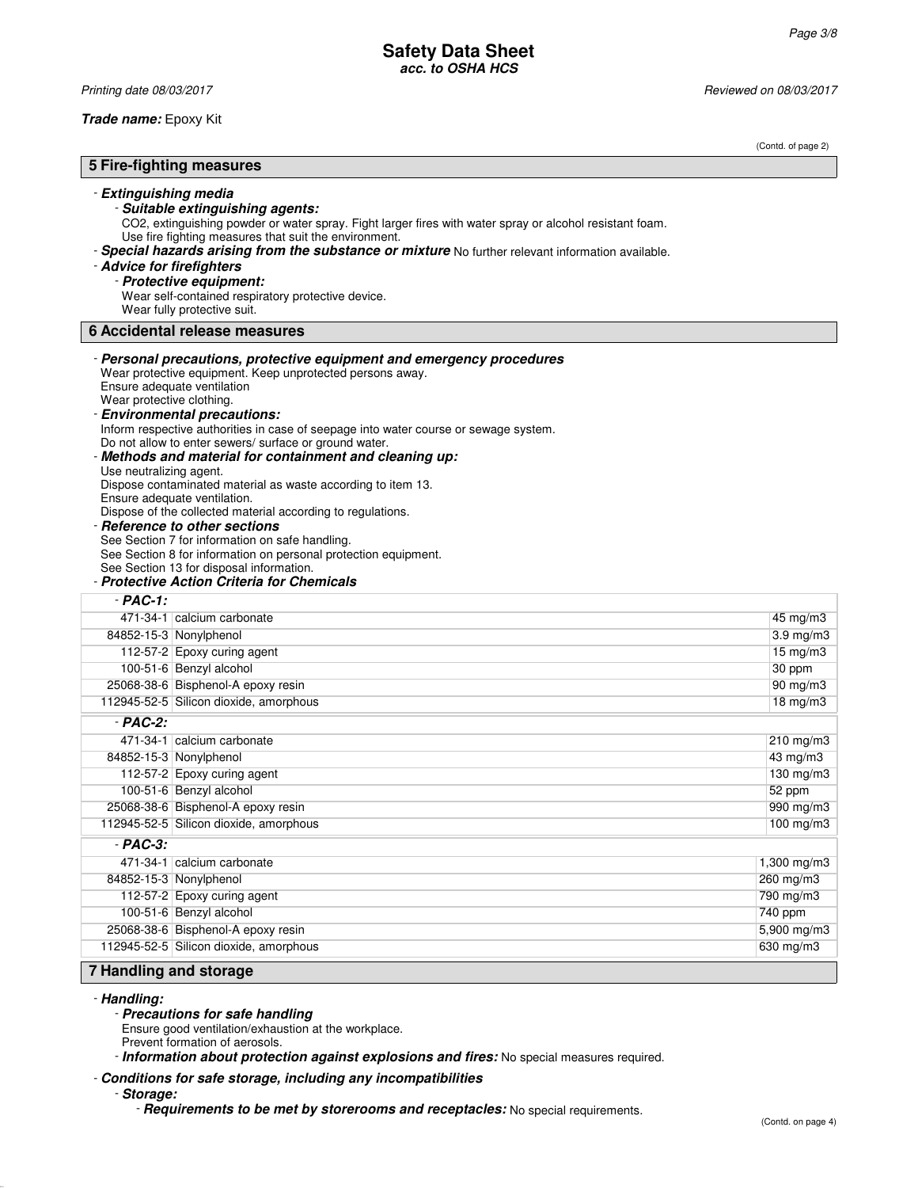(Contd. of page 2)

## 5 Fire-fighting measures

- ***Extinguishing media***
  - ***Suitable extinguishing agents:***
    CO2, extinguishing powder or water spray. Fight larger fires with water spray or alcohol resistant foam.
    Use fire fighting measures that suit the environment.
- ***Special hazards arising from the substance or mixture*** No further relevant information available.
- ***Advice for firefighters***
  - ***Protective equipment:***
    Wear self-contained respiratory protective device.
    Wear fully protective suit.

## 6 Accidental release measures

- ***Personal precautions, protective equipment and emergency procedures***
  Wear protective equipment. Keep unprotected persons away.
  Ensure adequate ventilation
  Wear protective clothing.
- ***Environmental precautions:***
  Inform respective authorities in case of seepage into water course or sewage system.
  Do not allow to enter sewers/ surface or ground water.
- ***Methods and material for containment and cleaning up:***
  Use neutralizing agent.
  Dispose contaminated material as waste according to item 13.
  Ensure adequate ventilation.
  Dispose of the collected material according to regulations.
- ***Reference to other sections***
  See Section 7 for information on safe handling.
  See Section 8 for information on personal protection equipment.
  See Section 13 for disposal information.
- ***Protective Action Criteria for Chemicals***

| - ***PAC-1:*** | | |
|---|---|---|
| 471-34-1 | calcium carbonate | 45 mg/m3 |
| 84852-15-3 | Nonylphenol | 3.9 mg/m3 |
| 112-57-2 | Epoxy curing agent | 15 mg/m3 |
| 100-51-6 | Benzyl alcohol | 30 ppm |
| 25068-38-6 | Bisphenol-A epoxy resin | 90 mg/m3 |
| 112945-52-5 | Silicon dioxide, amorphous | 18 mg/m3 |
| - ***PAC-2:*** | | |
| 471-34-1 | calcium carbonate | 210 mg/m3 |
| 84852-15-3 | Nonylphenol | 43 mg/m3 |
| 112-57-2 | Epoxy curing agent | 130 mg/m3 |
| 100-51-6 | Benzyl alcohol | 52 ppm |
| 25068-38-6 | Bisphenol-A epoxy resin | 990 mg/m3 |
| 112945-52-5 | Silicon dioxide, amorphous | 100 mg/m3 |
| - ***PAC-3:*** | | |
| 471-34-1 | calcium carbonate | 1,300 mg/m3 |
| 84852-15-3 | Nonylphenol | 260 mg/m3 |
| 112-57-2 | Epoxy curing agent | 790 mg/m3 |
| 100-51-6 | Benzyl alcohol | 740 ppm |
| 25068-38-6 | Bisphenol-A epoxy resin | 5,900 mg/m3 |
| 112945-52-5 | Silicon dioxide, amorphous | 630 mg/m3 |

## 7 Handling and storage

- ***Handling:***
  - ***Precautions for safe handling***
    Ensure good ventilation/exhaustion at the workplace.
    Prevent formation of aerosols.
  - ***Information about protection against explosions and fires:*** No special measures required.
- ***Conditions for safe storage, including any incompatibilities***
  - ***Storage:***
    - ***Requirements to be met by storerooms and receptacles:*** No special requirements.

(Contd. on page 4)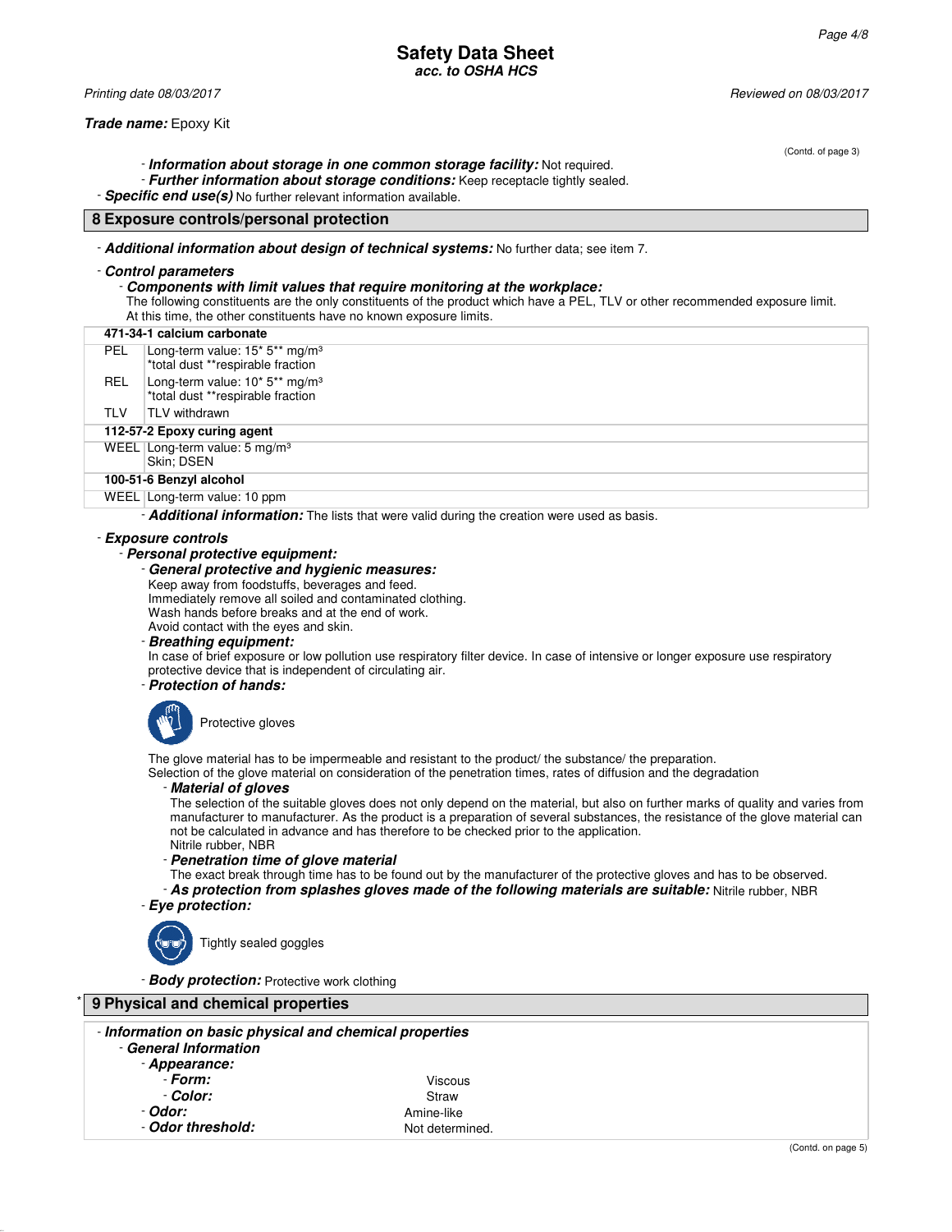**Trade name:** Epoxy Kit

(Contd. of page 3)

- ***Information about storage in one common storage facility:*** Not required.
- ***Further information about storage conditions:*** Keep receptacle tightly sealed.
- ***Specific end use(s)*** No further relevant information available.

## 8 Exposure controls/personal protection

- ***Additional information about design of technical systems:*** No further data; see item 7.
- ***Control parameters***
  - ***Components with limit values that require monitoring at the workplace:***

The following constituents are the only constituents of the product which have a PEL, TLV or other recommended exposure limit.
At this time, the other constituents have no known exposure limits.

| **471-34-1 calcium carbonate** | |
|---|---|
| PEL | Long-term value: 15* 5** mg/m³<br>*total dust **respirable fraction |
| REL | Long-term value: 10* 5** mg/m³<br>*total dust **respirable fraction |
| TLV | TLV withdrawn |
| **112-57-2 Epoxy curing agent** | |
| WEEL | Long-term value: 5 mg/m³<br>Skin; DSEN |
| **100-51-6 Benzyl alcohol** | |
| WEEL | Long-term value: 10 ppm |

- ***Additional information:*** The lists that were valid during the creation were used as basis.

- ***Exposure controls***
  - ***Personal protective equipment:***
    - ***General protective and hygienic measures:***

Keep away from foodstuffs, beverages and feed.
Immediately remove all soiled and contaminated clothing.
Wash hands before breaks and at the end of work.
Avoid contact with the eyes and skin.

- ***Breathing equipment:***

In case of brief exposure or low pollution use respiratory filter device. In case of intensive or longer exposure use respiratory protective device that is independent of circulating air.

- ***Protection of hands:***

Protective gloves

The glove material has to be impermeable and resistant to the product/ the substance/ the preparation.
Selection of the glove material on consideration of the penetration times, rates of diffusion and the degradation

- ***Material of gloves***

The selection of the suitable gloves does not only depend on the material, but also on further marks of quality and varies from manufacturer to manufacturer. As the product is a preparation of several substances, the resistance of the glove material can not be calculated in advance and has therefore to be checked prior to the application.
Nitrile rubber, NBR

- ***Penetration time of glove material***

The exact break through time has to be found out by the manufacturer of the protective gloves and has to be observed.

- ***As protection from splashes gloves made of the following materials are suitable:*** Nitrile rubber, NBR
- ***Eye protection:***

Tightly sealed goggles

- ***Body protection:*** Protective work clothing

## * 9 Physical and chemical properties

- ***Information on basic physical and chemical properties***
  - ***General Information***
    - ***Appearance:***
      - ***Form:*** Viscous
      - ***Color:*** Straw
    - ***Odor:*** Amine-like
    - ***Odor threshold:*** Not determined.

(Contd. on page 5)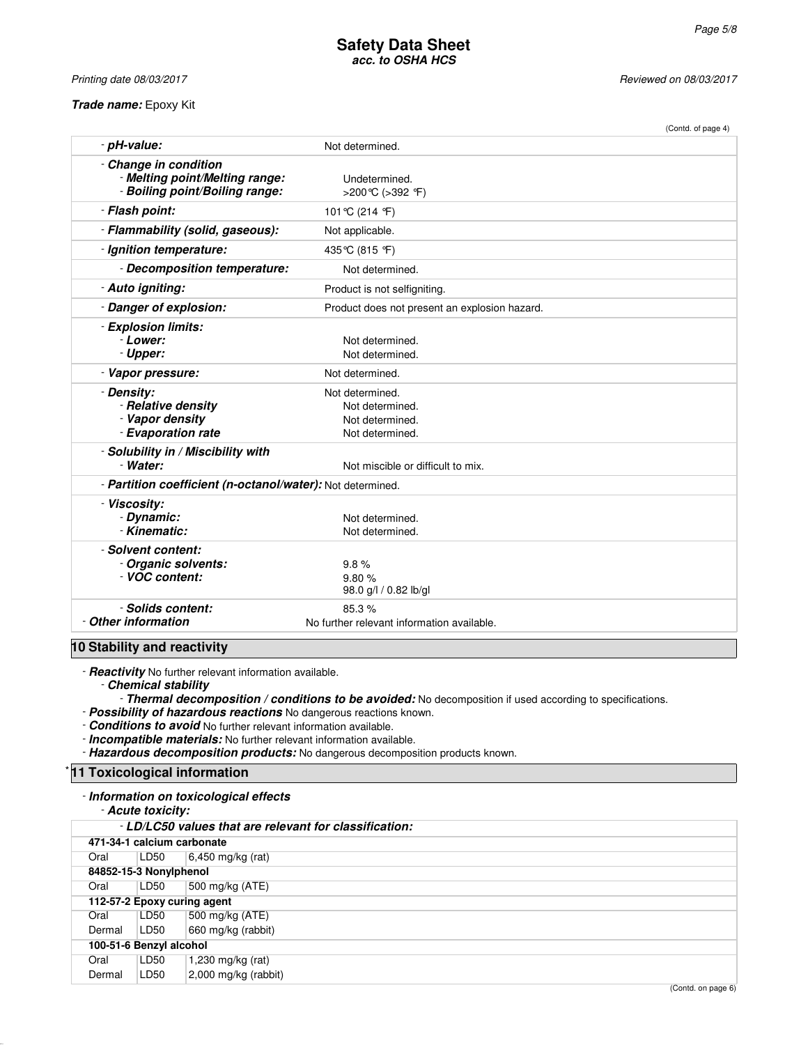**Safety Data Sheet**
***acc. to OSHA HCS***

*Printing date 08/03/2017* *Reviewed on 08/03/2017*

***Trade name:*** Epoxy Kit

(Contd. of page 4)

| | |
|---|---|
| - ***pH-value:*** | Not determined. |
| - ***Change in condition*** | |
| - ***Melting point/Melting range:*** | Undetermined. |
| - ***Boiling point/Boiling range:*** | >200°C (>392 °F) |
| - ***Flash point:*** | 101°C (214 °F) |
| - ***Flammability (solid, gaseous):*** | Not applicable. |
| - ***Ignition temperature:*** | 435°C (815 °F) |
| - ***Decomposition temperature:*** | Not determined. |
| - ***Auto igniting:*** | Product is not selfigniting. |
| - ***Danger of explosion:*** | Product does not present an explosion hazard. |
| - ***Explosion limits:*** | |
| - ***Lower:*** | Not determined. |
| - ***Upper:*** | Not determined. |
| - ***Vapor pressure:*** | Not determined. |
| - ***Density:*** | Not determined. |
| - ***Relative density*** | Not determined. |
| - ***Vapor density*** | Not determined. |
| - ***Evaporation rate*** | Not determined. |
| - ***Solubility in / Miscibility with*** | |
| - ***Water:*** | Not miscible or difficult to mix. |
| - ***Partition coefficient (n-octanol/water):*** | Not determined. |
| - ***Viscosity:*** | |
| - ***Dynamic:*** | Not determined. |
| - ***Kinematic:*** | Not determined. |
| - ***Solvent content:*** | |
| - ***Organic solvents:*** | 9.8 % |
| - ***VOC content:*** | 9.80 % |
| | 98.0 g/l / 0.82 lb/gl |
| - ***Solids content:*** | 85.3 % |
| - ***Other information*** | No further relevant information available. |

## 10 Stability and reactivity

- ***Reactivity*** No further relevant information available.
- ***Chemical stability***
- ***Thermal decomposition / conditions to be avoided:*** No decomposition if used according to specifications.
- ***Possibility of hazardous reactions*** No dangerous reactions known.
- ***Conditions to avoid*** No further relevant information available.
- ***Incompatible materials:*** No further relevant information available.
- ***Hazardous decomposition products:*** No dangerous decomposition products known.

## * 11 Toxicological information

- ***Information on toxicological effects***
- ***Acute toxicity:***

| - ***LD/LC50 values that are relevant for classification:*** | | |
|---|---|---|
| **471-34-1 calcium carbonate** | | |
| Oral | LD50 | 6,450 mg/kg (rat) |
| **84852-15-3 Nonylphenol** | | |
| Oral | LD50 | 500 mg/kg (ATE) |
| **112-57-2 Epoxy curing agent** | | |
| Oral | LD50 | 500 mg/kg (ATE) |
| Dermal | LD50 | 660 mg/kg (rabbit) |
| **100-51-6 Benzyl alcohol** | | |
| Oral | LD50 | 1,230 mg/kg (rat) |
| Dermal | LD50 | 2,000 mg/kg (rabbit) |

(Contd. on page 6)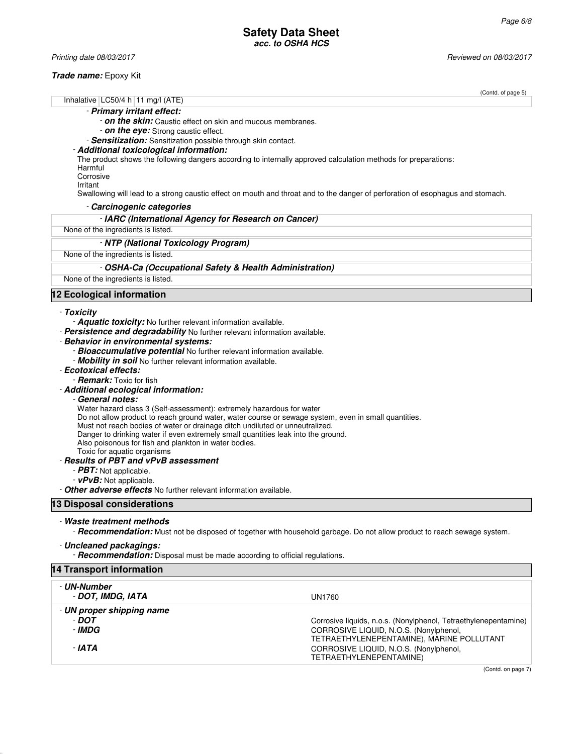**Trade name:** Epoxy Kit

(Contd. of page 5)

| Inhalative | LC50/4 h | 11 mg/l (ATE) |
|---|---|---|

- ***Primary irritant effect:***
  - ***on the skin:*** Caustic effect on skin and mucous membranes.
  - ***on the eye:*** Strong caustic effect.
- ***Sensitization:*** Sensitization possible through skin contact.
- ***Additional toxicological information:***

  The product shows the following dangers according to internally approved calculation methods for preparations:
  Harmful
  Corrosive
  Irritant
  Swallowing will lead to a strong caustic effect on mouth and throat and to the danger of perforation of esophagus and stomach.

- ***Carcinogenic categories***

| - ***IARC (International Agency for Research on Cancer)*** |
|---|
| None of the ingredients is listed. |

| - ***NTP (National Toxicology Program)*** |
|---|
| None of the ingredients is listed. |

| - ***OSHA-Ca (Occupational Safety & Health Administration)*** |
|---|
| None of the ingredients is listed. |

## 12 Ecological information

- ***Toxicity***
  - ***Aquatic toxicity:*** No further relevant information available.
- ***Persistence and degradability*** No further relevant information available.
- ***Behavior in environmental systems:***
  - ***Bioaccumulative potential*** No further relevant information available.
  - ***Mobility in soil*** No further relevant information available.
- ***Ecotoxical effects:***
  - ***Remark:*** Toxic for fish
- ***Additional ecological information:***
  - ***General notes:***

    Water hazard class 3 (Self-assessment): extremely hazardous for water
    Do not allow product to reach ground water, water course or sewage system, even in small quantities.
    Must not reach bodies of water or drainage ditch undiluted or unneutralized.
    Danger to drinking water if even extremely small quantities leak into the ground.
    Also poisonous for fish and plankton in water bodies.
    Toxic for aquatic organisms
- ***Results of PBT and vPvB assessment***
  - ***PBT:*** Not applicable.
  - ***vPvB:*** Not applicable.
- ***Other adverse effects*** No further relevant information available.

## 13 Disposal considerations

- ***Waste treatment methods***
  - ***Recommendation:*** Must not be disposed of together with household garbage. Do not allow product to reach sewage system.
- ***Uncleaned packagings:***
  - ***Recommendation:*** Disposal must be made according to official regulations.

## 14 Transport information

| | |
|---|---|
| - ***UN-Number*** | |
| - ***DOT, IMDG, IATA*** | UN1760 |
| - ***UN proper shipping name*** | |
| - ***DOT*** | Corrosive liquids, n.o.s. (Nonylphenol, Tetraethylenepentamine) |
| - ***IMDG*** | CORROSIVE LIQUID, N.O.S. (Nonylphenol, TETRAETHYLENEPENTAMINE), MARINE POLLUTANT |
| - ***IATA*** | CORROSIVE LIQUID, N.O.S. (Nonylphenol, TETRAETHYLENEPENTAMINE) |

(Contd. on page 7)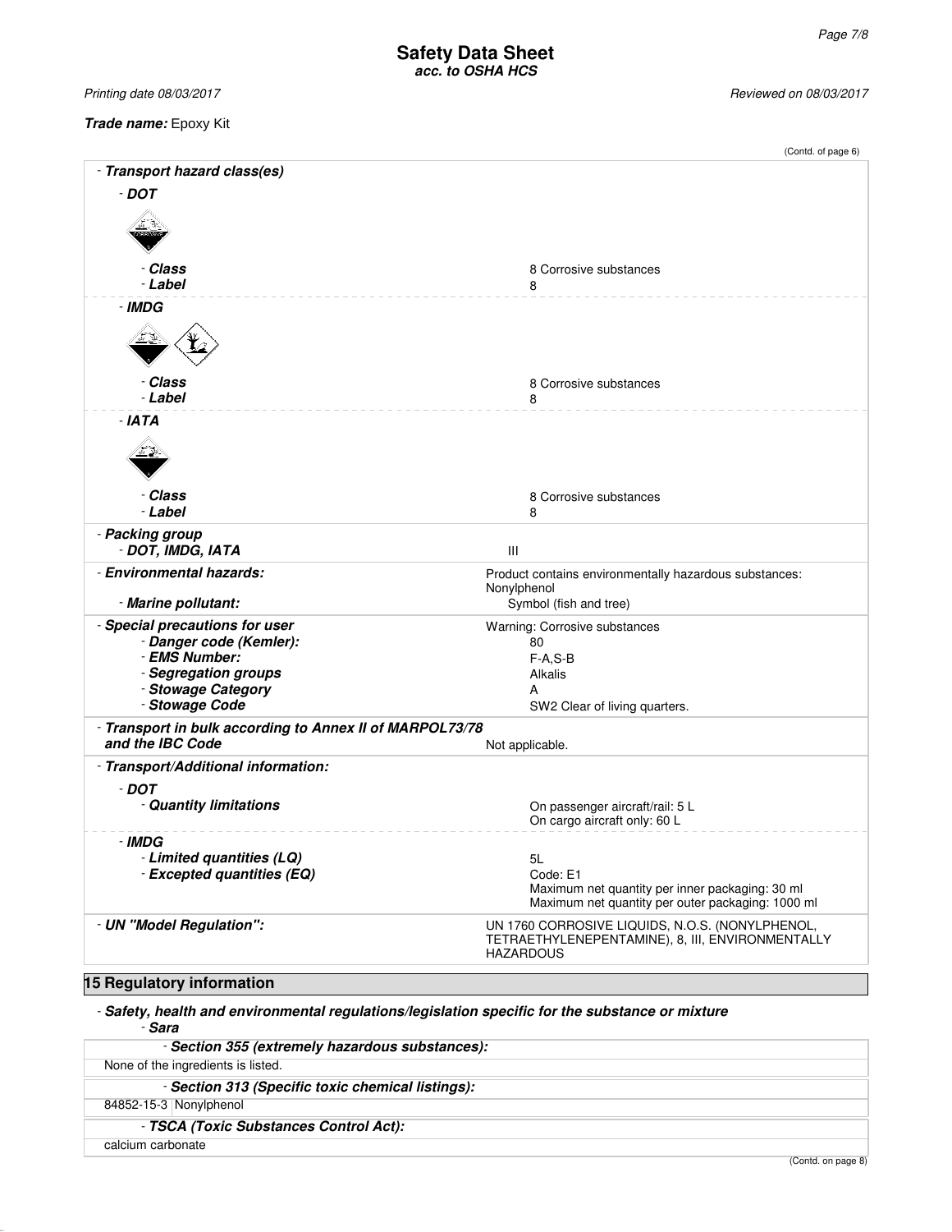*Printing date 08/03/2017* *Reviewed on 08/03/2017*

***Trade name:*** Epoxy Kit

(Contd. of page 6)

| | |
|---|---|
| ***- Transport hazard class(es)*** | |
| ***- DOT*** | |
| ***- Class*** | 8 Corrosive substances |
| ***- Label*** | 8 |
| ***- IMDG*** | |
| ***- Class*** | 8 Corrosive substances |
| ***- Label*** | 8 |
| ***- IATA*** | |
| ***- Class*** | 8 Corrosive substances |
| ***- Label*** | 8 |
| ***- Packing group*** | |
| ***- DOT, IMDG, IATA*** | III |
| ***- Environmental hazards:*** | Product contains environmentally hazardous substances: Nonylphenol |
| ***- Marine pollutant:*** | Symbol (fish and tree) |
| ***- Special precautions for user*** | Warning: Corrosive substances |
| ***- Danger code (Kemler):*** | 80 |
| ***- EMS Number:*** | F-A,S-B |
| ***- Segregation groups*** | Alkalis |
| ***- Stowage Category*** | A |
| ***- Stowage Code*** | SW2 Clear of living quarters. |
| ***- Transport in bulk according to Annex II of MARPOL73/78 and the IBC Code*** | Not applicable. |
| ***- Transport/Additional information:*** | |
| ***- DOT*** | |
| ***- Quantity limitations*** | On passenger aircraft/rail: 5 L<br>On cargo aircraft only: 60 L |
| ***- IMDG*** | |
| ***- Limited quantities (LQ)*** | 5L |
| ***- Excepted quantities (EQ)*** | Code: E1<br>Maximum net quantity per inner packaging: 30 ml<br>Maximum net quantity per outer packaging: 1000 ml |
| ***- UN "Model Regulation":*** | UN 1760 CORROSIVE LIQUIDS, N.O.S. (NONYLPHENOL, TETRAETHYLENEPENTAMINE), 8, III, ENVIRONMENTALLY HAZARDOUS |

## 15 Regulatory information

***- Safety, health and environmental regulations/legislation specific for the substance or mixture***

***- Sara***

***- Section 355 (extremely hazardous substances):***

None of the ingredients is listed.

***- Section 313 (Specific toxic chemical listings):***

| | |
|---|---|
| 84852-15-3 | Nonylphenol |

***- TSCA (Toxic Substances Control Act):***

calcium carbonate

(Contd. on page 8)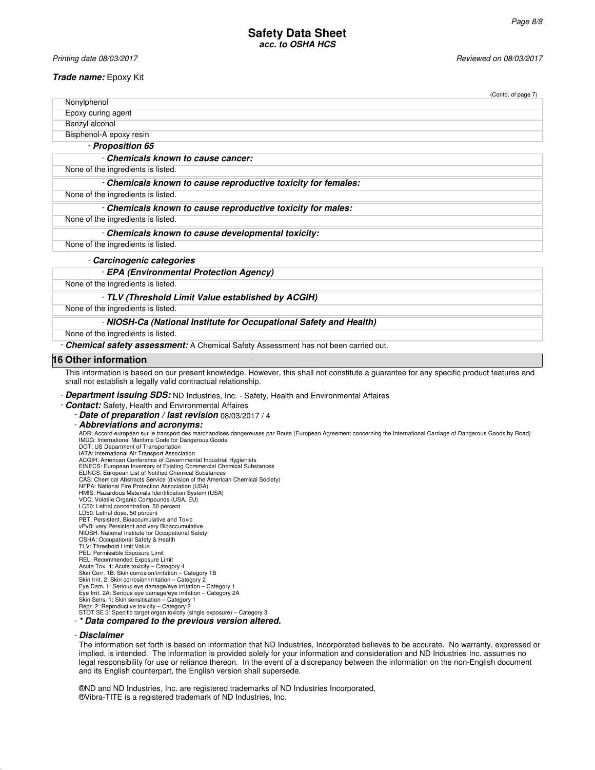(Contd. of page 7)

| |
|---|
| Nonylphenol |
| Epoxy curing agent |
| Benzyl alcohol |
| Bisphenol-A epoxy resin |

- ***Proposition 65***

| - ***Chemicals known to cause cancer:*** |
|---|
| None of the ingredients is listed. |

| - ***Chemicals known to cause reproductive toxicity for females:*** |
|---|
| None of the ingredients is listed. |

| - ***Chemicals known to cause reproductive toxicity for males:*** |
|---|
| None of the ingredients is listed. |

| - ***Chemicals known to cause developmental toxicity:*** |
|---|
| None of the ingredients is listed. |

- ***Carcinogenic categories***

| - ***EPA (Environmental Protection Agency)*** |
|---|
| None of the ingredients is listed. |

| - ***TLV (Threshold Limit Value established by ACGIH)*** |
|---|
| None of the ingredients is listed. |

| - ***NIOSH-Ca (National Institute for Occupational Safety and Health)*** |
|---|
| None of the ingredients is listed. |

- ***Chemical safety assessment:*** A Chemical Safety Assessment has not been carried out.

## 16 Other information

This information is based on our present knowledge. However, this shall not constitute a guarantee for any specific product features and shall not establish a legally valid contractual relationship.

- ***Department issuing SDS:*** ND Industries, Inc. - Safety, Health and Environmental Affaires
- ***Contact:*** Safety, Health and Environmental Affaires
  - ***Date of preparation / last revision*** 08/03/2017 / 4
  - ***Abbreviations and acronyms:***

ADR: Accord européen sur le transport des marchandises dangereuses par Route (European Agreement concerning the International Carriage of Dangerous Goods by Road)
IMDG: International Maritime Code for Dangerous Goods
DOT: US Department of Transportation
IATA: International Air Transport Association
ACGIH: American Conference of Governmental Industrial Hygienists
EINECS: European Inventory of Existing Commercial Chemical Substances
ELINCS: European List of Notified Chemical Substances
CAS: Chemical Abstracts Service (division of the American Chemical Society)
NFPA: National Fire Protection Association (USA)
HMIS: Hazardous Materials Identification System (USA)
VOC: Volatile Organic Compounds (USA, EU)
LC50: Lethal concentration, 50 percent
LD50: Lethal dose, 50 percent
PBT: Persistent, Bioaccumulative and Toxic
vPvB: very Persistent and very Bioaccumulative
NIOSH: National Institute for Occupational Safety
OSHA: Occupational Safety & Health
TLV: Threshold Limit Value
PEL: Permissible Exposure Limit
REL: Recommended Exposure Limit
Acute Tox. 4: Acute toxicity – Category 4
Skin Corr. 1B: Skin corrosion/irritation – Category 1B
Skin Irrit. 2: Skin corrosion/irritation – Category 2
Eye Dam. 1: Serious eye damage/eye irritation – Category 1
Eye Irrit. 2A: Serious eye damage/eye irritation – Category 2A
Skin Sens. 1: Skin sensitisation – Category 1
Repr. 2: Reproductive toxicity – Category 2
STOT SE 3: Specific target organ toxicity (single exposure) – Category 3

- ***\* Data compared to the previous version altered.***

- ***Disclaimer***

The information set forth is based on information that ND Industries, Incorporated believes to be accurate. No warranty, expressed or implied, is intended. The information is provided solely for your information and consideration and ND Industries Inc. assumes no legal responsibility for use or reliance thereon. In the event of a discrepancy between the information on the non-English document and its English counterpart, the English version shall supersede.

®ND and ND Industries, Inc. are registered trademarks of ND Industries Incorporated,
®Vibra-TITE is a registered trademark of ND Industries, Inc.